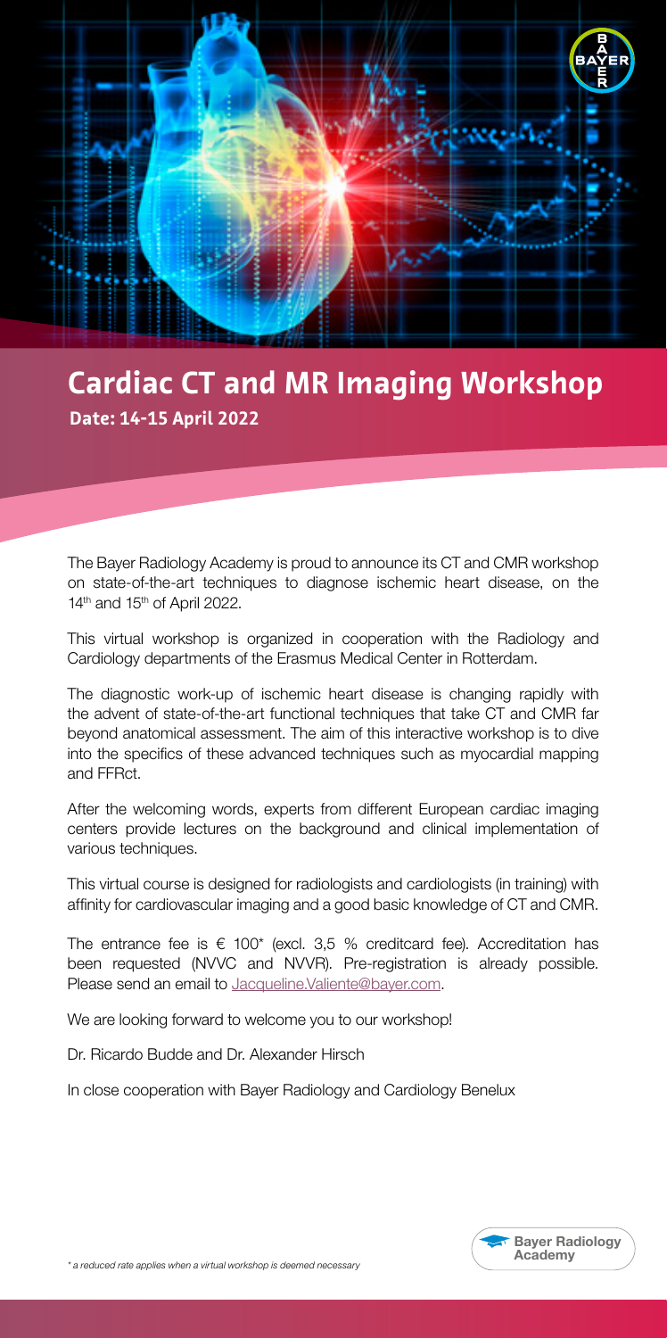# Cardiac CT and MR Imaging Workshop

**Date: 14-15 April 2022**

The Bayer Radiology Academy is proud to announce its CT and CMR workshop on state-of-the-art techniques to diagnose ischemic heart disease, on the 14th and 15th of April 2022.

This virtual workshop is organized in cooperation with the Radiology and Cardiology departments of the Erasmus Medical Center in Rotterdam.

The diagnostic work-up of ischemic heart disease is changing rapidly with the advent of state-of-the-art functional techniques that take CT and CMR far beyond anatomical assessment. The aim of this interactive workshop is to dive into the specifics of these advanced techniques such as myocardial mapping and FFRct.

After the welcoming words, experts from different European cardiac imaging centers provide lectures on the background and clinical implementation of various techniques.

This virtual course is designed for radiologists and cardiologists (in training) with affinity for cardiovascular imaging and a good basic knowledge of CT and CMR.

The entrance fee is € 100* (excl. 3,5 % creditcard fee). Accreditation has been requested (NVVC and NVVR). Pre-registration is already possible. Please send an email to Jacqueline.Valiente@bayer.com.

We are looking forward to welcome you to our workshop!

Dr. Ricardo Budde and Dr. Alexander Hirsch

In close cooperation with Bayer Radiology and Cardiology Benelux

Bayer Radiology Academy

*\* a reduced rate applies when a virtual workshop is deemed necessary*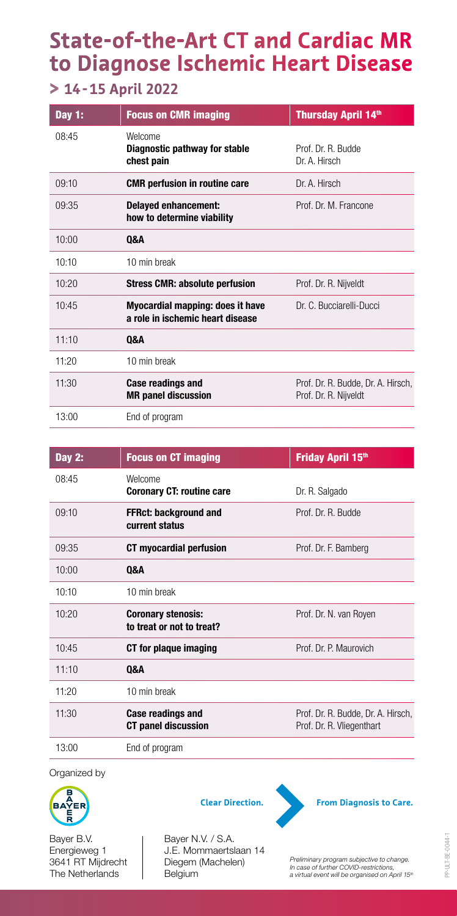# State-of-the-Art CT and Cardiac MR to Diagnose Ischemic Heart Disease

## > 14 - 15 April 2022

| Day 1: | Focus on CMR imaging | Thursday April 14th |
|---|---|---|
| 08:45 | Welcome<br>**Diagnostic pathway for stable chest pain** | Prof. Dr. R. Budde<br>Dr. A. Hirsch |
| 09:10 | **CMR perfusion in routine care** | Dr. A. Hirsch |
| 09:35 | **Delayed enhancement: how to determine viability** | Prof. Dr. M. Francone |
| 10:00 | **Q&A** | |
| 10:10 | 10 min break | |
| 10:20 | **Stress CMR: absolute perfusion** | Prof. Dr. R. Nijveldt |
| 10:45 | **Myocardial mapping: does it have a role in ischemic heart disease** | Dr. C. Bucciarelli-Ducci |
| 11:10 | **Q&A** | |
| 11:20 | 10 min break | |
| 11:30 | **Case readings and MR panel discussion** | Prof. Dr. R. Budde, Dr. A. Hirsch, Prof. Dr. R. Nijveldt |
| 13:00 | End of program | |

| Day 2: | Focus on CT imaging | Friday April 15th |
|---|---|---|
| 08:45 | Welcome<br>**Coronary CT: routine care** | Dr. R. Salgado |
| 09:10 | **FFRct: background and current status** | Prof. Dr. R. Budde |
| 09:35 | **CT myocardial perfusion** | Prof. Dr. F. Bamberg |
| 10:00 | **Q&A** | |
| 10:10 | 10 min break | |
| 10:20 | **Coronary stenosis: to treat or not to treat?** | Prof. Dr. N. van Royen |
| 10:45 | **CT for plaque imaging** | Prof. Dr. P. Maurovich |
| 11:10 | **Q&A** | |
| 11:20 | 10 min break | |
| 11:30 | **Case readings and CT panel discussion** | Prof. Dr. R. Budde, Dr. A. Hirsch, Prof. Dr. R. Vliegenthart |
| 13:00 | End of program | |

Organized by

BAYER

**Clear Direction.** **From Diagnosis to Care.**

Bayer B.V.
Energieweg 1
3641 RT Mijdrecht
The Netherlands

Bayer N.V. / S.A.
J.E. Mommaertslaan 14
Diegem (Machelen)
Belgium

*Preliminary program subjective to change. In case of further COVID-restrictions, a virtual event will be organised on April 15th*

PP-ULT-BE-0044-1